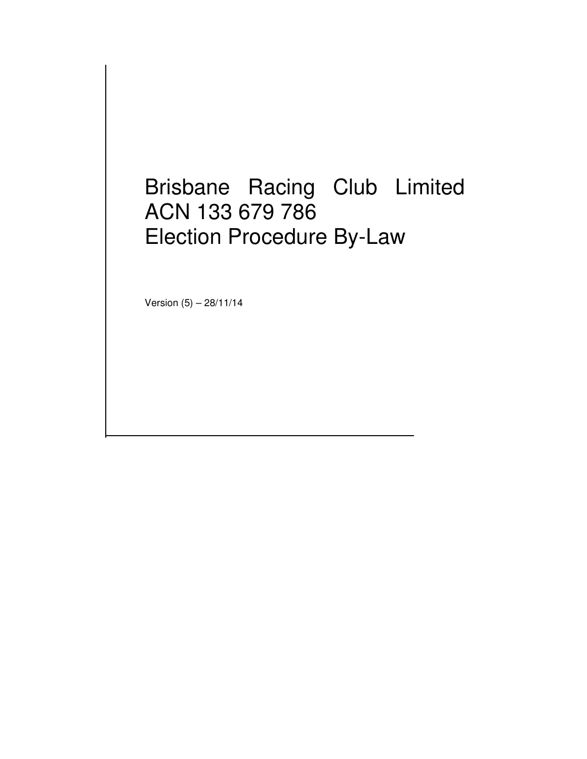# Brisbane Racing Club Limited ACN 133 679 786 Election Procedure By-Law

Version (5) – 28/11/14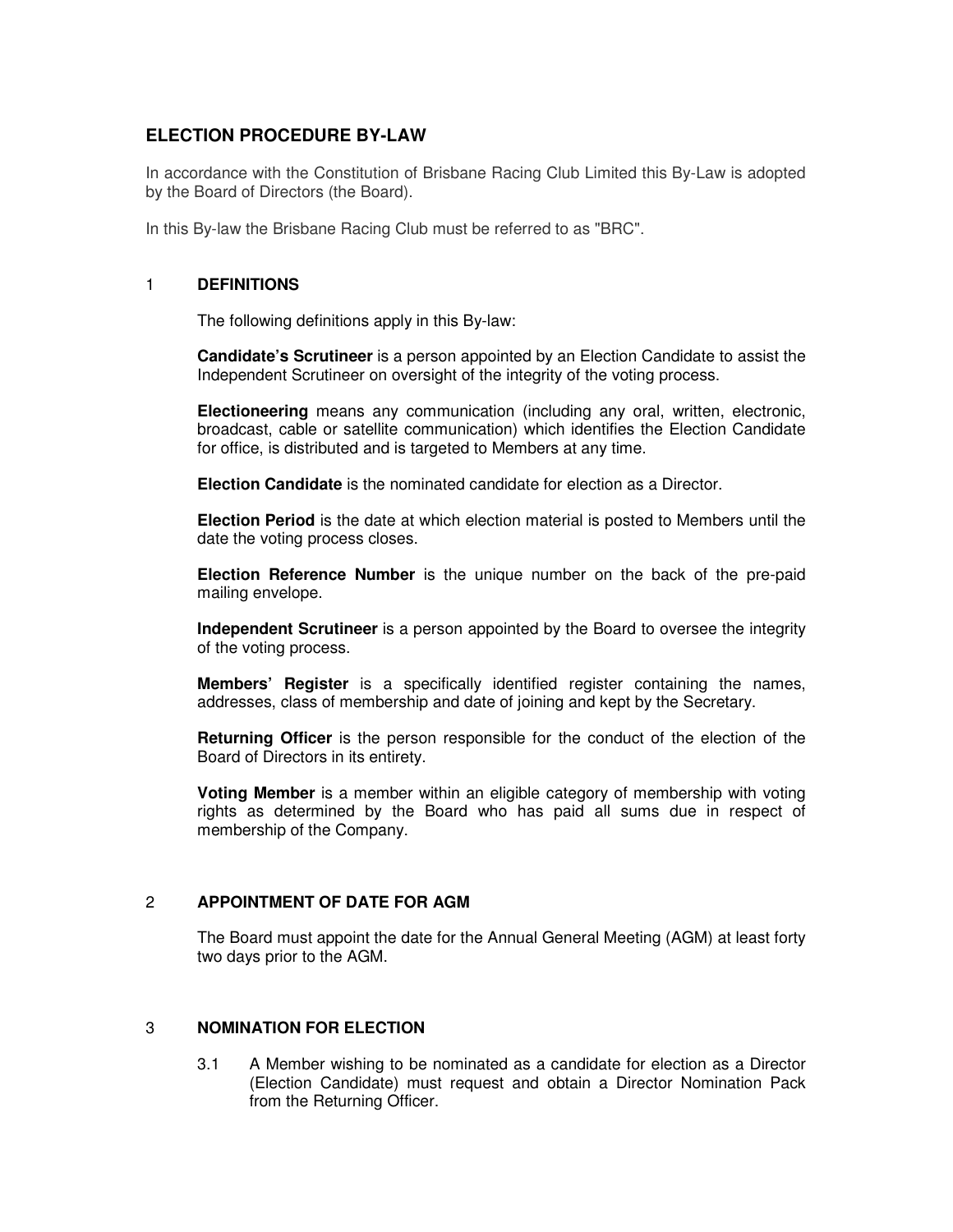## ELECTION PROCEDURE BY-LAW

In accordance with the Constitution of Brisbane Racing Club Limited this By-Law is adopted by the Board of Directors (the Board).

In this By-law the Brisbane Racing Club must be referred to as "BRC".

### 1 DEFINITIONS

The following definitions apply in this By-law:

**Candidate's Scrutineer** is a person appointed by an Election Candidate to assist the Independent Scrutineer on oversight of the integrity of the voting process.

**Electioneering** means any communication (including any oral, written, electronic, broadcast, cable or satellite communication) which identifies the Election Candidate for office, is distributed and is targeted to Members at any time.

**Election Candidate** is the nominated candidate for election as a Director.

**Election Period** is the date at which election material is posted to Members until the date the voting process closes.

**Election Reference Number** is the unique number on the back of the pre-paid mailing envelope.

**Independent Scrutineer** is a person appointed by the Board to oversee the integrity of the voting process.

**Members' Register** is a specifically identified register containing the names, addresses, class of membership and date of joining and kept by the Secretary.

**Returning Officer** is the person responsible for the conduct of the election of the Board of Directors in its entirety.

**Voting Member** is a member within an eligible category of membership with voting rights as determined by the Board who has paid all sums due in respect of membership of the Company.

### 2 APPOINTMENT OF DATE FOR AGM

The Board must appoint the date for the Annual General Meeting (AGM) at least forty two days prior to the AGM.

### 3 NOMINATION FOR ELECTION

3.1 A Member wishing to be nominated as a candidate for election as a Director (Election Candidate) must request and obtain a Director Nomination Pack from the Returning Officer.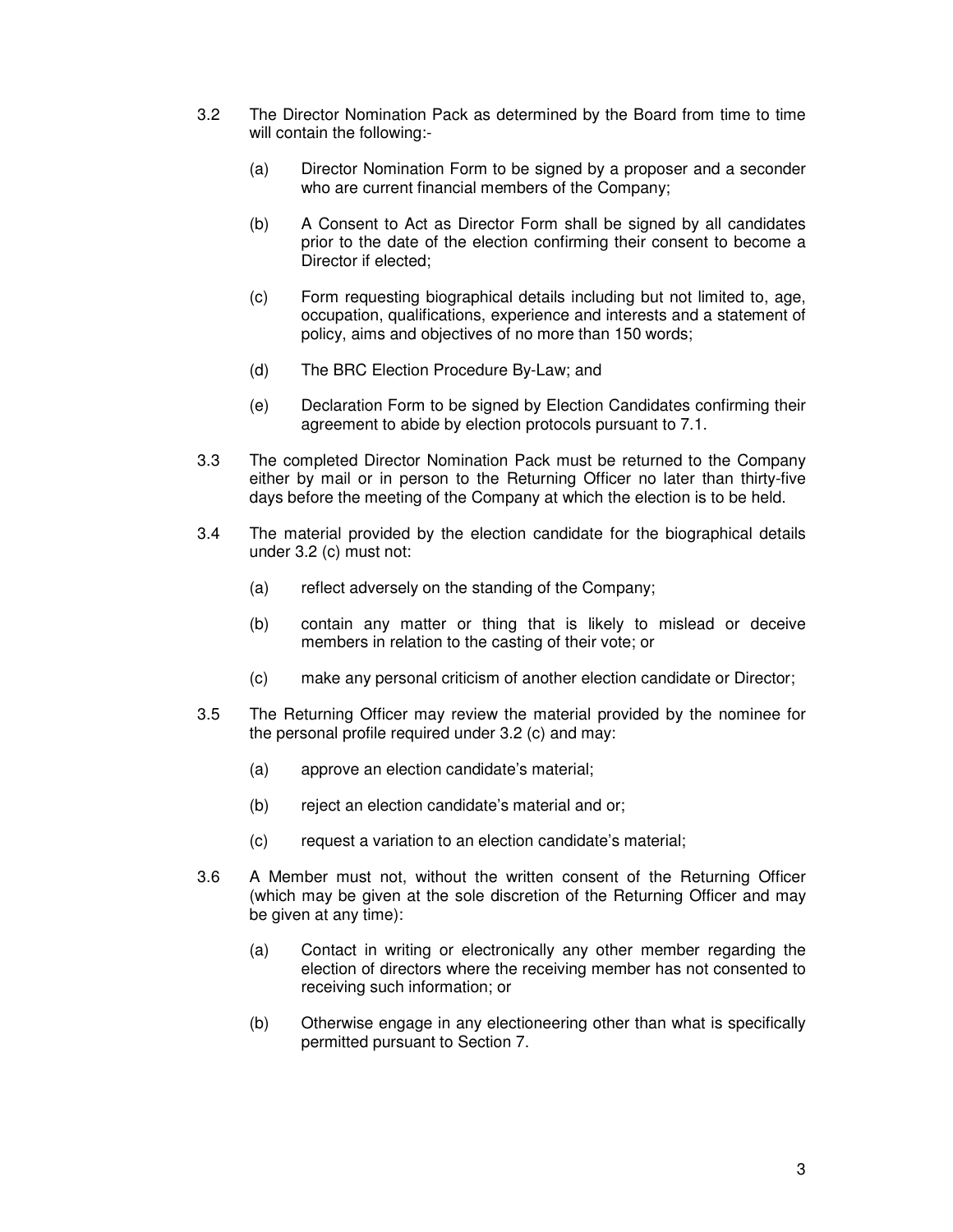3.2 The Director Nomination Pack as determined by the Board from time to time will contain the following:-

(a) Director Nomination Form to be signed by a proposer and a seconder who are current financial members of the Company;

(b) A Consent to Act as Director Form shall be signed by all candidates prior to the date of the election confirming their consent to become a Director if elected;

(c) Form requesting biographical details including but not limited to, age, occupation, qualifications, experience and interests and a statement of policy, aims and objectives of no more than 150 words;

(d) The BRC Election Procedure By-Law; and

(e) Declaration Form to be signed by Election Candidates confirming their agreement to abide by election protocols pursuant to 7.1.

3.3 The completed Director Nomination Pack must be returned to the Company either by mail or in person to the Returning Officer no later than thirty-five days before the meeting of the Company at which the election is to be held.

3.4 The material provided by the election candidate for the biographical details under 3.2 (c) must not:

(a) reflect adversely on the standing of the Company;

(b) contain any matter or thing that is likely to mislead or deceive members in relation to the casting of their vote; or

(c) make any personal criticism of another election candidate or Director;

3.5 The Returning Officer may review the material provided by the nominee for the personal profile required under 3.2 (c) and may:

(a) approve an election candidate's material;

(b) reject an election candidate's material and or;

(c) request a variation to an election candidate's material;

3.6 A Member must not, without the written consent of the Returning Officer (which may be given at the sole discretion of the Returning Officer and may be given at any time):

(a) Contact in writing or electronically any other member regarding the election of directors where the receiving member has not consented to receiving such information; or

(b) Otherwise engage in any electioneering other than what is specifically permitted pursuant to Section 7.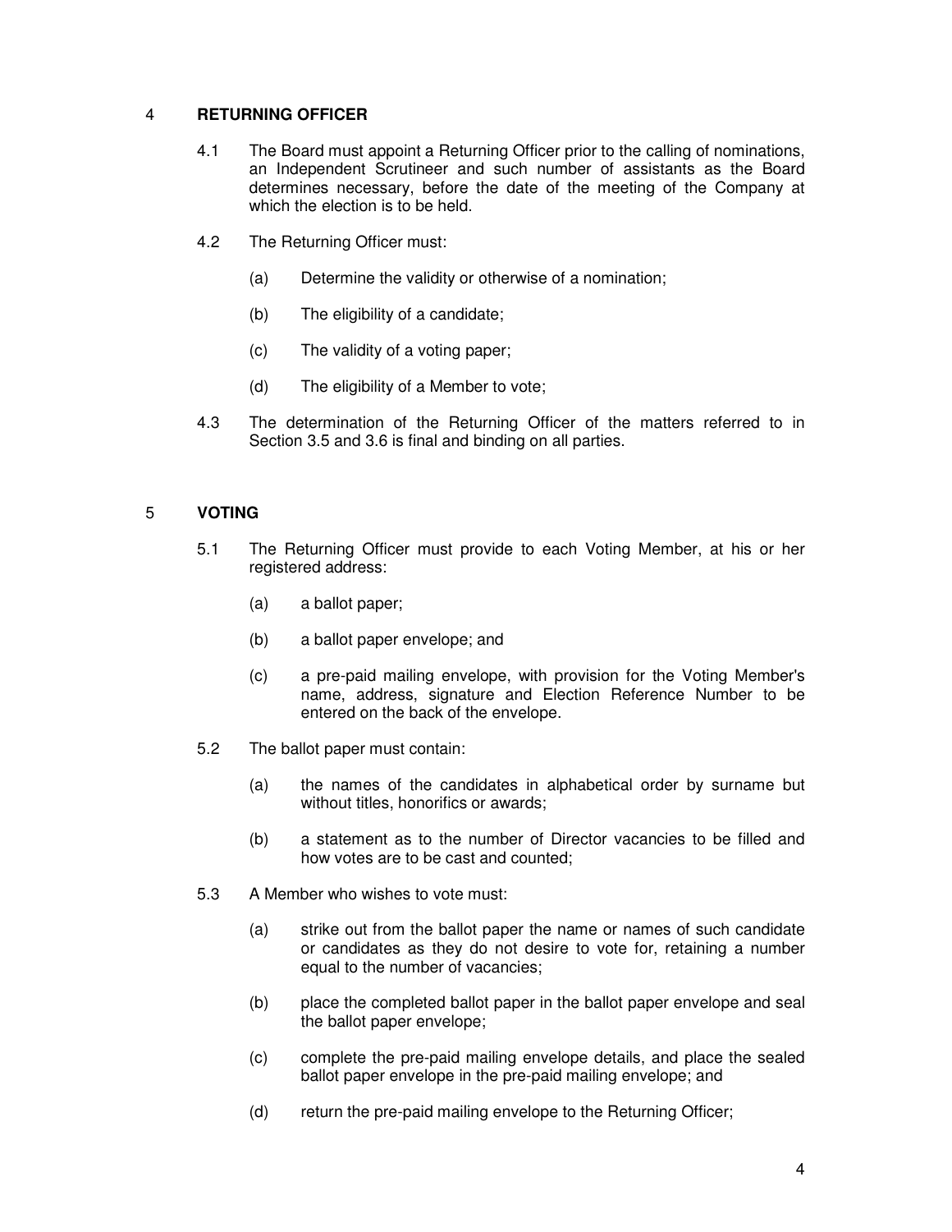## 4 RETURNING OFFICER

4.1 The Board must appoint a Returning Officer prior to the calling of nominations, an Independent Scrutineer and such number of assistants as the Board determines necessary, before the date of the meeting of the Company at which the election is to be held.

4.2 The Returning Officer must:

(a) Determine the validity or otherwise of a nomination;

(b) The eligibility of a candidate;

(c) The validity of a voting paper;

(d) The eligibility of a Member to vote;

4.3 The determination of the Returning Officer of the matters referred to in Section 3.5 and 3.6 is final and binding on all parties.

## 5 VOTING

5.1 The Returning Officer must provide to each Voting Member, at his or her registered address:

(a) a ballot paper;

(b) a ballot paper envelope; and

(c) a pre-paid mailing envelope, with provision for the Voting Member's name, address, signature and Election Reference Number to be entered on the back of the envelope.

5.2 The ballot paper must contain:

(a) the names of the candidates in alphabetical order by surname but without titles, honorifics or awards;

(b) a statement as to the number of Director vacancies to be filled and how votes are to be cast and counted;

5.3 A Member who wishes to vote must:

(a) strike out from the ballot paper the name or names of such candidate or candidates as they do not desire to vote for, retaining a number equal to the number of vacancies;

(b) place the completed ballot paper in the ballot paper envelope and seal the ballot paper envelope;

(c) complete the pre-paid mailing envelope details, and place the sealed ballot paper envelope in the pre-paid mailing envelope; and

(d) return the pre-paid mailing envelope to the Returning Officer;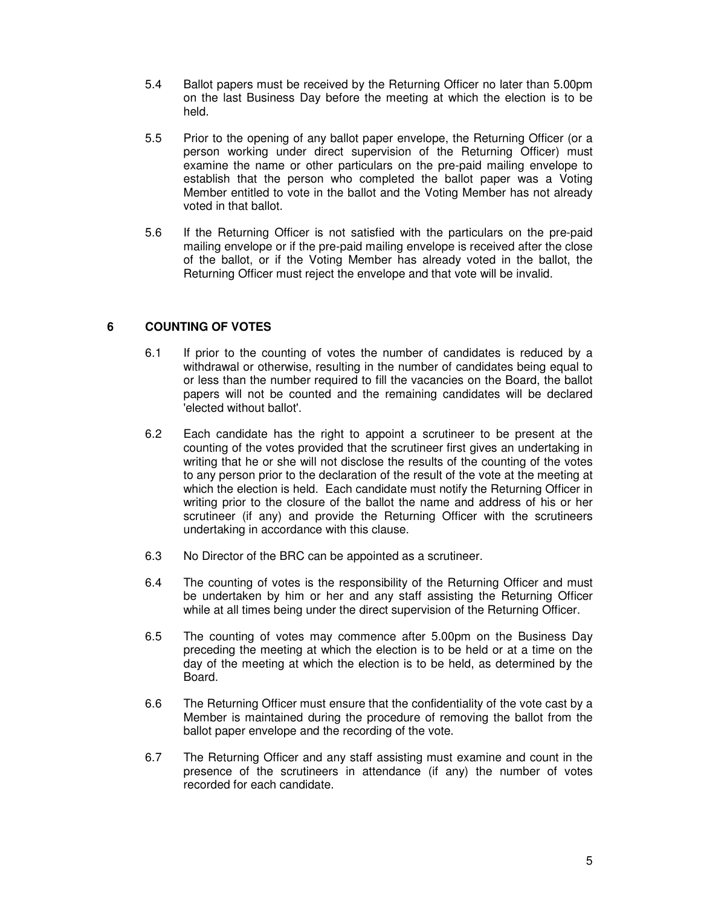5.4 Ballot papers must be received by the Returning Officer no later than 5.00pm on the last Business Day before the meeting at which the election is to be held.

5.5 Prior to the opening of any ballot paper envelope, the Returning Officer (or a person working under direct supervision of the Returning Officer) must examine the name or other particulars on the pre-paid mailing envelope to establish that the person who completed the ballot paper was a Voting Member entitled to vote in the ballot and the Voting Member has not already voted in that ballot.

5.6 If the Returning Officer is not satisfied with the particulars on the pre-paid mailing envelope or if the pre-paid mailing envelope is received after the close of the ballot, or if the Voting Member has already voted in the ballot, the Returning Officer must reject the envelope and that vote will be invalid.

## 6 COUNTING OF VOTES

6.1 If prior to the counting of votes the number of candidates is reduced by a withdrawal or otherwise, resulting in the number of candidates being equal to or less than the number required to fill the vacancies on the Board, the ballot papers will not be counted and the remaining candidates will be declared 'elected without ballot'.

6.2 Each candidate has the right to appoint a scrutineer to be present at the counting of the votes provided that the scrutineer first gives an undertaking in writing that he or she will not disclose the results of the counting of the votes to any person prior to the declaration of the result of the vote at the meeting at which the election is held. Each candidate must notify the Returning Officer in writing prior to the closure of the ballot the name and address of his or her scrutineer (if any) and provide the Returning Officer with the scrutineers undertaking in accordance with this clause.

6.3 No Director of the BRC can be appointed as a scrutineer.

6.4 The counting of votes is the responsibility of the Returning Officer and must be undertaken by him or her and any staff assisting the Returning Officer while at all times being under the direct supervision of the Returning Officer.

6.5 The counting of votes may commence after 5.00pm on the Business Day preceding the meeting at which the election is to be held or at a time on the day of the meeting at which the election is to be held, as determined by the Board.

6.6 The Returning Officer must ensure that the confidentiality of the vote cast by a Member is maintained during the procedure of removing the ballot from the ballot paper envelope and the recording of the vote.

6.7 The Returning Officer and any staff assisting must examine and count in the presence of the scrutineers in attendance (if any) the number of votes recorded for each candidate.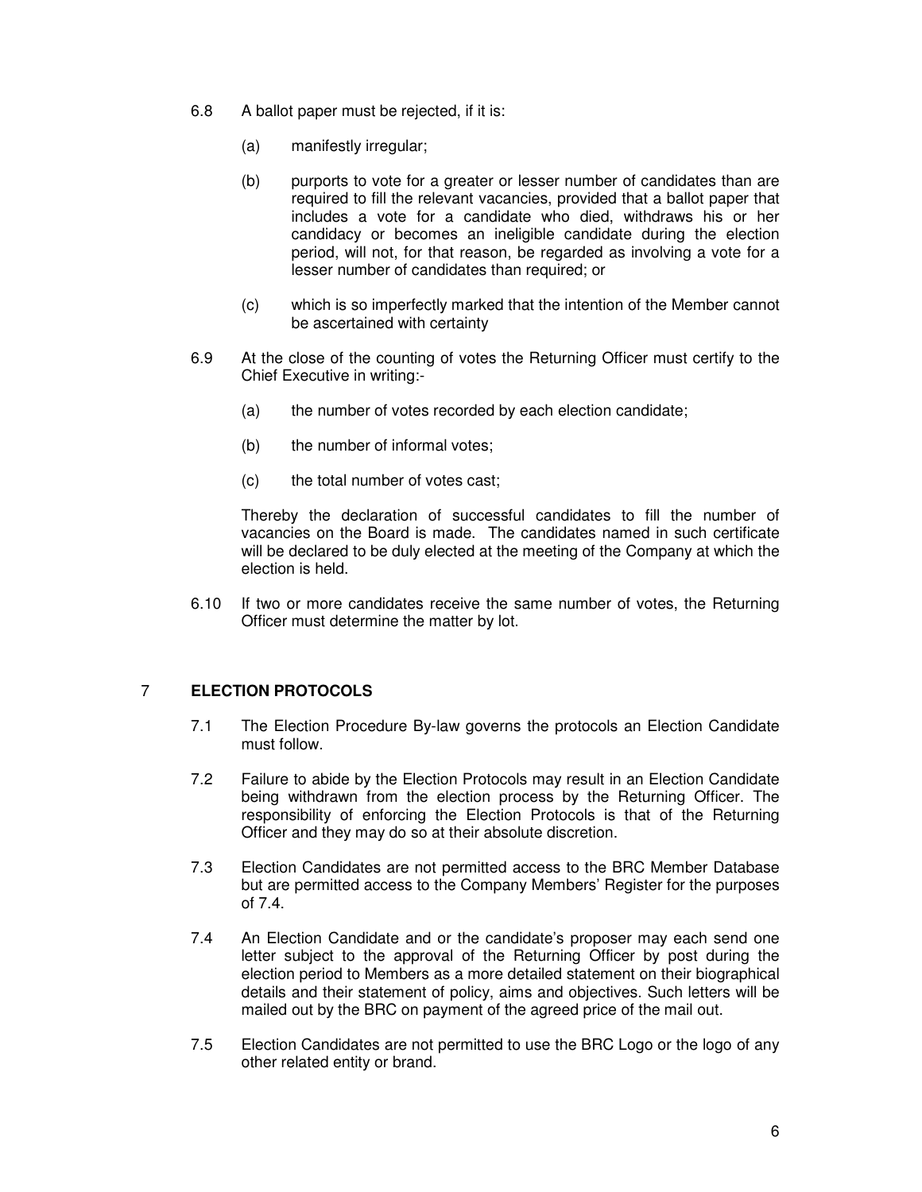6.8 A ballot paper must be rejected, if it is:

(a) manifestly irregular;

(b) purports to vote for a greater or lesser number of candidates than are required to fill the relevant vacancies, provided that a ballot paper that includes a vote for a candidate who died, withdraws his or her candidacy or becomes an ineligible candidate during the election period, will not, for that reason, be regarded as involving a vote for a lesser number of candidates than required; or

(c) which is so imperfectly marked that the intention of the Member cannot be ascertained with certainty

6.9 At the close of the counting of votes the Returning Officer must certify to the Chief Executive in writing:-

(a) the number of votes recorded by each election candidate;

(b) the number of informal votes;

(c) the total number of votes cast;

Thereby the declaration of successful candidates to fill the number of vacancies on the Board is made. The candidates named in such certificate will be declared to be duly elected at the meeting of the Company at which the election is held.

6.10 If two or more candidates receive the same number of votes, the Returning Officer must determine the matter by lot.

## 7 ELECTION PROTOCOLS

7.1 The Election Procedure By-law governs the protocols an Election Candidate must follow.

7.2 Failure to abide by the Election Protocols may result in an Election Candidate being withdrawn from the election process by the Returning Officer. The responsibility of enforcing the Election Protocols is that of the Returning Officer and they may do so at their absolute discretion.

7.3 Election Candidates are not permitted access to the BRC Member Database but are permitted access to the Company Members' Register for the purposes of 7.4.

7.4 An Election Candidate and or the candidate's proposer may each send one letter subject to the approval of the Returning Officer by post during the election period to Members as a more detailed statement on their biographical details and their statement of policy, aims and objectives. Such letters will be mailed out by the BRC on payment of the agreed price of the mail out.

7.5 Election Candidates are not permitted to use the BRC Logo or the logo of any other related entity or brand.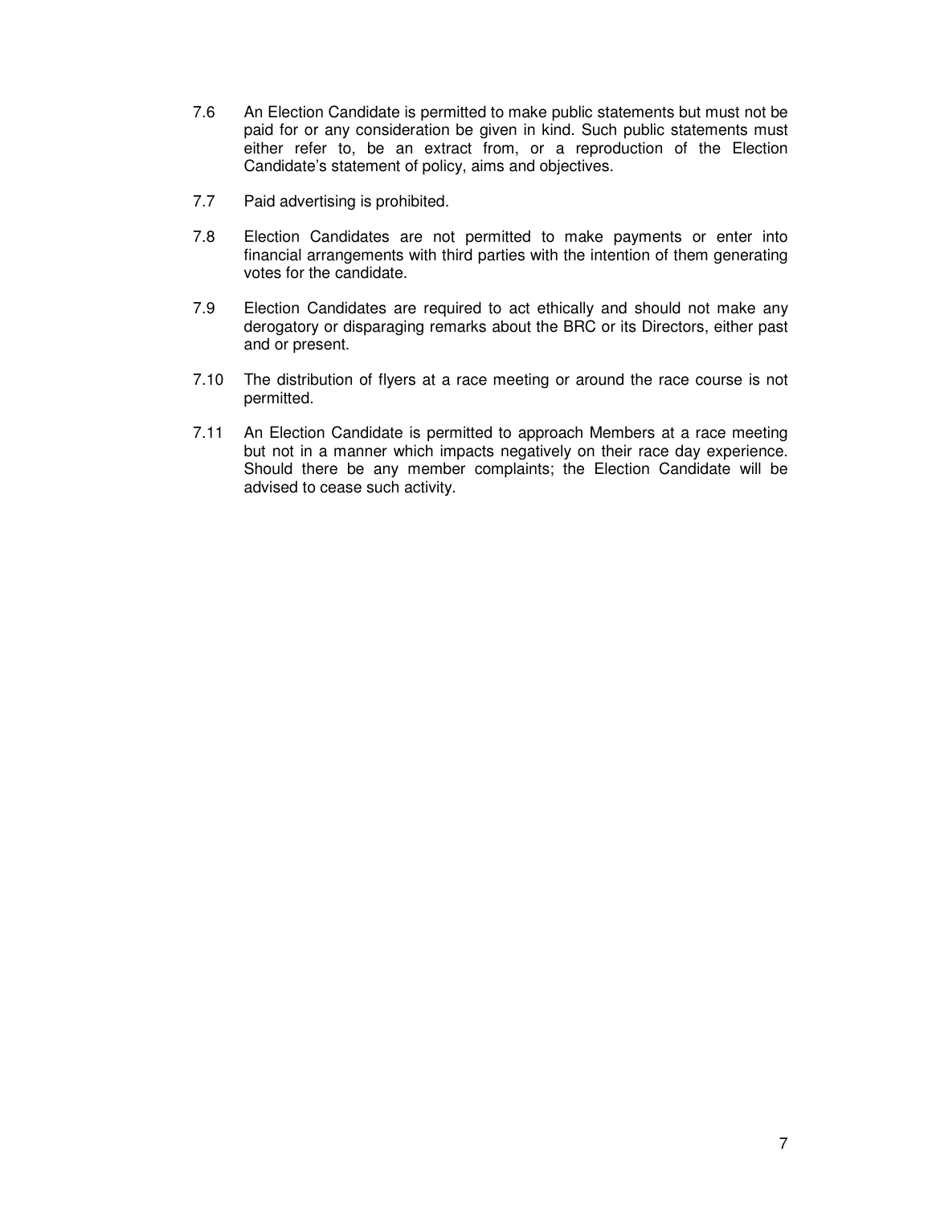7.6 An Election Candidate is permitted to make public statements but must not be paid for or any consideration be given in kind. Such public statements must either refer to, be an extract from, or a reproduction of the Election Candidate's statement of policy, aims and objectives.

7.7 Paid advertising is prohibited.

7.8 Election Candidates are not permitted to make payments or enter into financial arrangements with third parties with the intention of them generating votes for the candidate.

7.9 Election Candidates are required to act ethically and should not make any derogatory or disparaging remarks about the BRC or its Directors, either past and or present.

7.10 The distribution of flyers at a race meeting or around the race course is not permitted.

7.11 An Election Candidate is permitted to approach Members at a race meeting but not in a manner which impacts negatively on their race day experience. Should there be any member complaints; the Election Candidate will be advised to cease such activity.